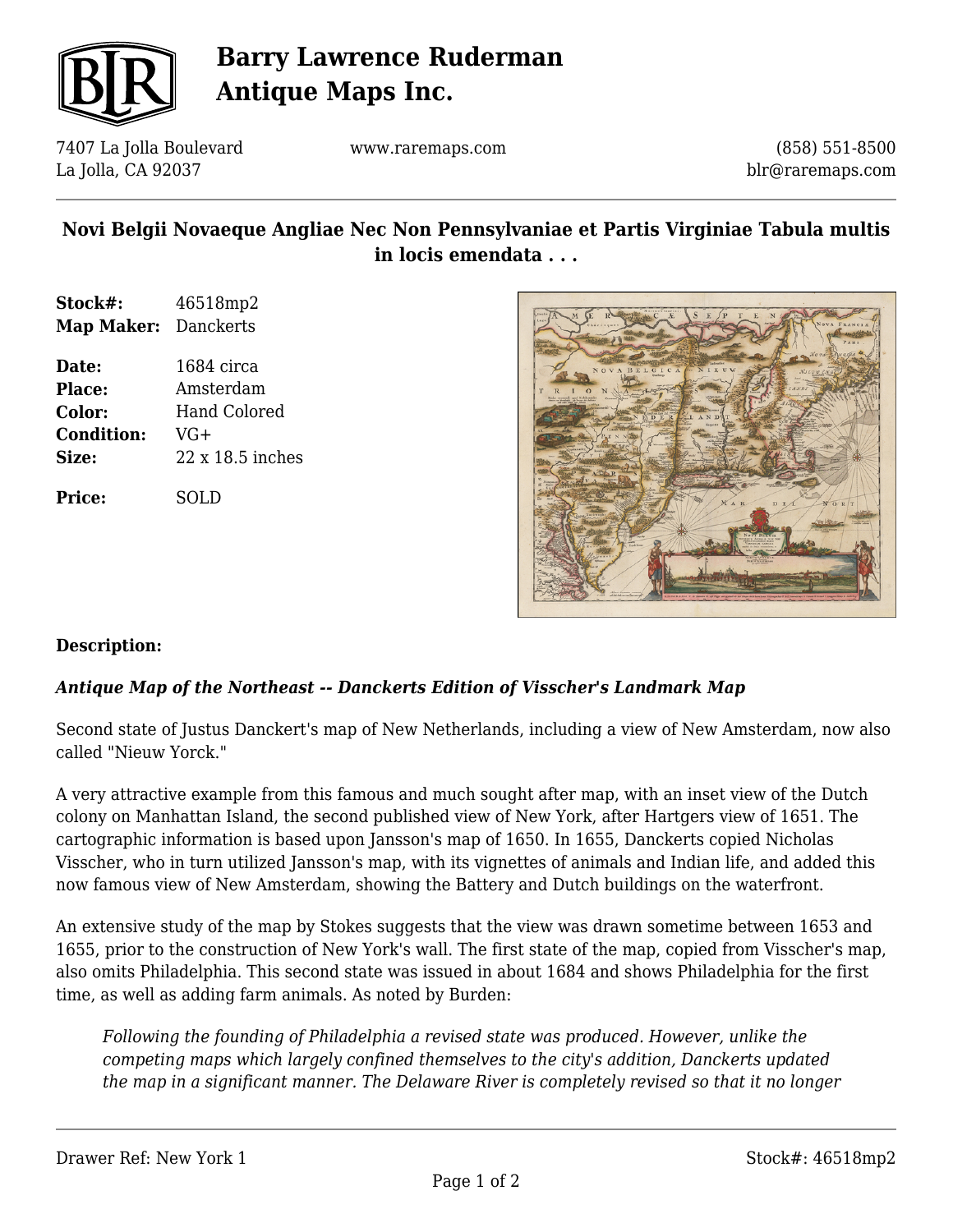# Barry Lawrence Ruderman Antique Maps Inc.

7407 La Jolla Boulevard
La Jolla, CA 92037

www.raremaps.com

(858) 551-8500
blr@raremaps.com

## Novi Belgii Novaeque Angliae Nec Non Pennsylvaniae et Partis Virginiae Tabula multis in locis emendata . . .

| | |
|---|---|
| **Stock#:** | 46518mp2 |
| **Map Maker:** | Danckerts |
| **Date:** | 1684 circa |
| **Place:** | Amsterdam |
| **Color:** | Hand Colored |
| **Condition:** | VG+ |
| **Size:** | 22 x 18.5 inches |
| **Price:** | SOLD |

**Description:**

***Antique Map of the Northeast -- Danckerts Edition of Visscher's Landmark Map***

Second state of Justus Danckert's map of New Netherlands, including a view of New Amsterdam, now also called "Nieuw Yorck."

A very attractive example from this famous and much sought after map, with an inset view of the Dutch colony on Manhattan Island, the second published view of New York, after Hartgers view of 1651. The cartographic information is based upon Jansson's map of 1650. In 1655, Danckerts copied Nicholas Visscher, who in turn utilized Jansson's map, with its vignettes of animals and Indian life, and added this now famous view of New Amsterdam, showing the Battery and Dutch buildings on the waterfront.

An extensive study of the map by Stokes suggests that the view was drawn sometime between 1653 and 1655, prior to the construction of New York's wall. The first state of the map, copied from Visscher's map, also omits Philadelphia. This second state was issued in about 1684 and shows Philadelphia for the first time, as well as adding farm animals. As noted by Burden:

> *Following the founding of Philadelphia a revised state was produced. However, unlike the competing maps which largely confined themselves to the city's addition, Danckerts updated the map in a significant manner. The Delaware River is completely revised so that it no longer*

Drawer Ref: New York 1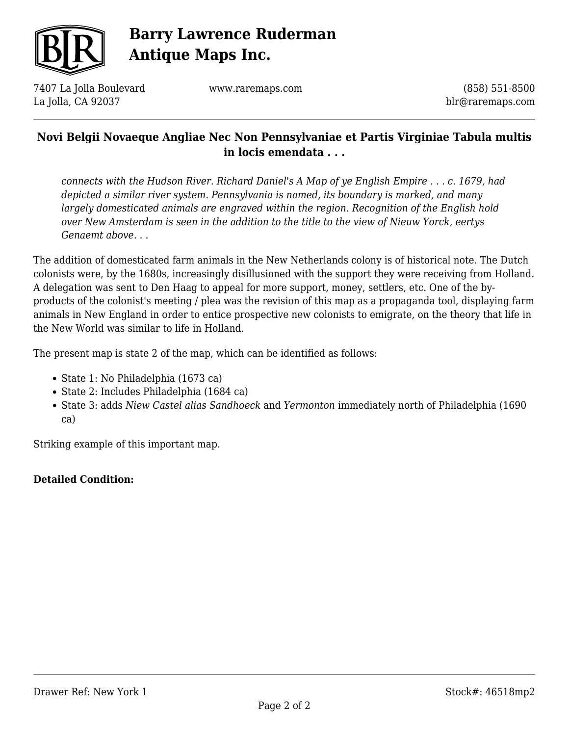**Novi Belgii Novaeque Angliae Nec Non Pennsylvaniae et Partis Virginiae Tabula multis in locis emendata . . .**

> *connects with the Hudson River. Richard Daniel's A Map of ye English Empire . . . c. 1679, had depicted a similar river system. Pennsylvania is named, its boundary is marked, and many largely domesticated animals are engraved within the region. Recognition of the English hold over New Amsterdam is seen in the addition to the title to the view of Nieuw Yorck, eertys Genaemt above. . .*

The addition of domesticated farm animals in the New Netherlands colony is of historical note. The Dutch colonists were, by the 1680s, increasingly disillusioned with the support they were receiving from Holland. A delegation was sent to Den Haag to appeal for more support, money, settlers, etc. One of the by-products of the colonist's meeting / plea was the revision of this map as a propaganda tool, displaying farm animals in New England in order to entice prospective new colonists to emigrate, on the theory that life in the New World was similar to life in Holland.

The present map is state 2 of the map, which can be identified as follows:

- State 1: No Philadelphia (1673 ca)
- State 2: Includes Philadelphia (1684 ca)
- State 3: adds *Niew Castel alias Sandhoeck* and *Yermonton* immediately north of Philadelphia (1690 ca)

Striking example of this important map.

**Detailed Condition:**